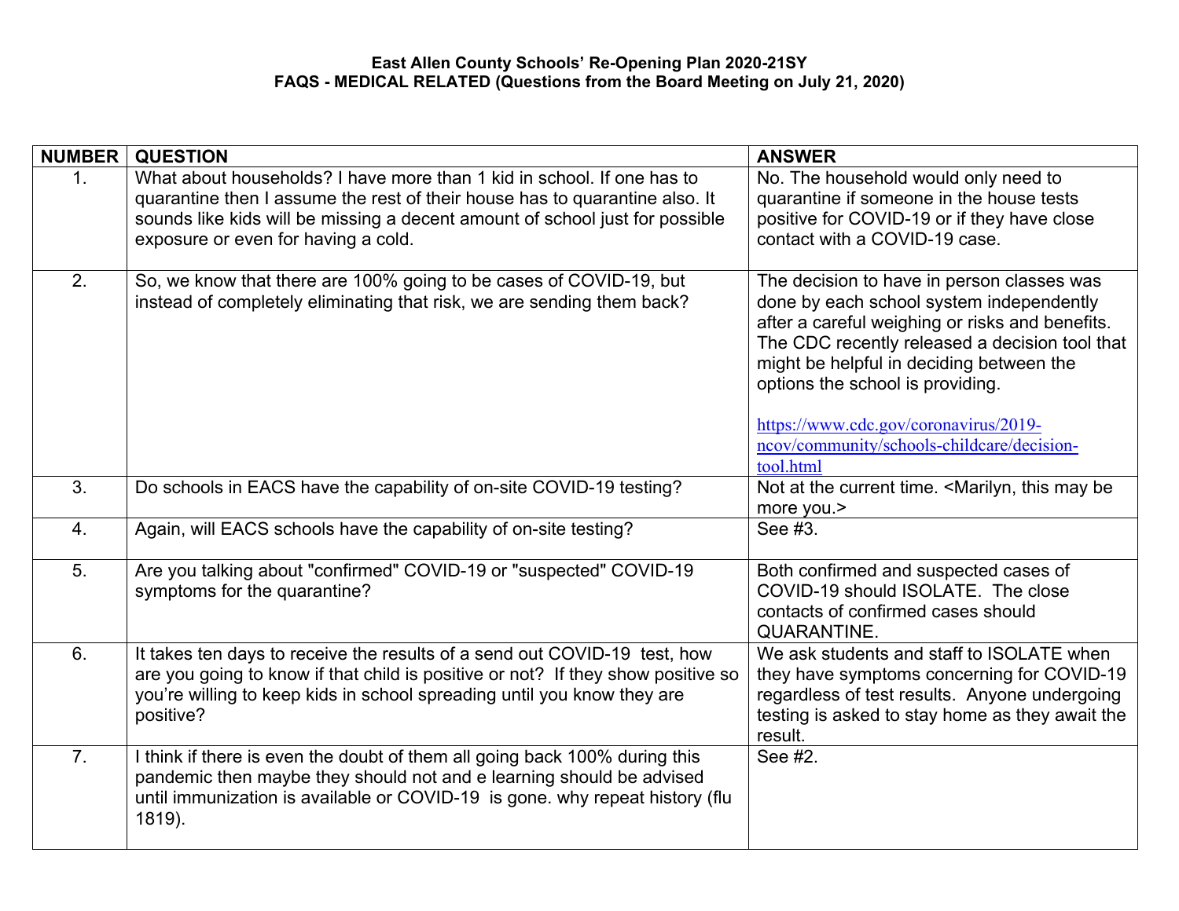**East Allen County Schools' Re-Opening Plan 2020-21SY**
**FAQS - MEDICAL RELATED (Questions from the Board Meeting on July 21, 2020)**

| NUMBER | QUESTION | ANSWER |
|---|---|---|
| 1. | What about households? I have more than 1 kid in school. If one has to quarantine then I assume the rest of their house has to quarantine also. It sounds like kids will be missing a decent amount of school just for possible exposure or even for having a cold. | No. The household would only need to quarantine if someone in the house tests positive for COVID-19 or if they have close contact with a COVID-19 case. |
| 2. | So, we know that there are 100% going to be cases of COVID-19, but instead of completely eliminating that risk, we are sending them back? | The decision to have in person classes was done by each school system independently after a careful weighing or risks and benefits. The CDC recently released a decision tool that might be helpful in deciding between the options the school is providing.<br><br>https://www.cdc.gov/coronavirus/2019-ncov/community/schools-childcare/decision-tool.html |
| 3. | Do schools in EACS have the capability of on-site COVID-19 testing? | Not at the current time. <Marilyn, this may be more you.> |
| 4. | Again, will EACS schools have the capability of on-site testing? | See #3. |
| 5. | Are you talking about "confirmed" COVID-19 or "suspected" COVID-19 symptoms for the quarantine? | Both confirmed and suspected cases of COVID-19 should ISOLATE. The close contacts of confirmed cases should QUARANTINE. |
| 6. | It takes ten days to receive the results of a send out COVID-19 test, how are you going to know if that child is positive or not? If they show positive so you're willing to keep kids in school spreading until you know they are positive? | We ask students and staff to ISOLATE when they have symptoms concerning for COVID-19 regardless of test results. Anyone undergoing testing is asked to stay home as they await the result. |
| 7. | I think if there is even the doubt of them all going back 100% during this pandemic then maybe they should not and e learning should be advised until immunization is available or COVID-19 is gone. why repeat history (flu 1819). | See #2. |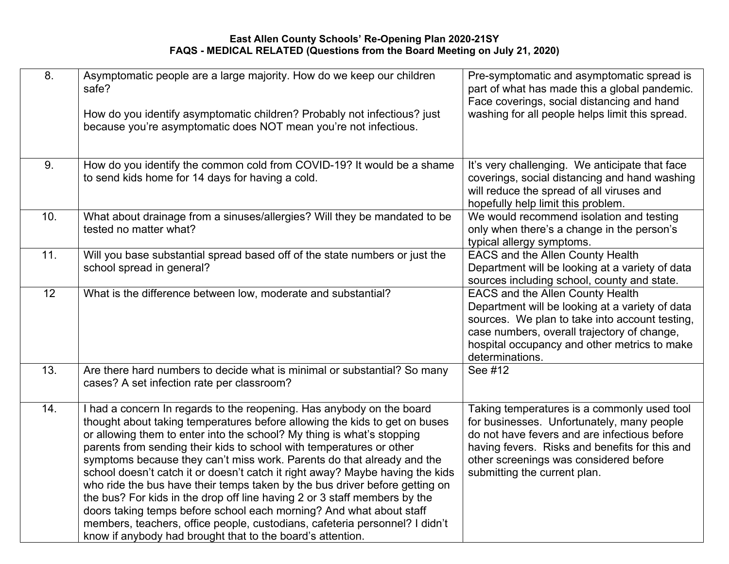**East Allen County Schools' Re-Opening Plan 2020-21SY**
**FAQS - MEDICAL RELATED (Questions from the Board Meeting on July 21, 2020)**

| | | |
|---|---|---|
| 8. | Asymptomatic people are a large majority. How do we keep our children safe?<br><br>How do you identify asymptomatic children? Probably not infectious? just because you're asymptomatic does NOT mean you're not infectious. | Pre-symptomatic and asymptomatic spread is part of what has made this a global pandemic. Face coverings, social distancing and hand washing for all people helps limit this spread. |
| 9. | How do you identify the common cold from COVID-19? It would be a shame to send kids home for 14 days for having a cold. | It's very challenging. We anticipate that face coverings, social distancing and hand washing will reduce the spread of all viruses and hopefully help limit this problem. |
| 10. | What about drainage from a sinuses/allergies? Will they be mandated to be tested no matter what? | We would recommend isolation and testing only when there's a change in the person's typical allergy symptoms. |
| 11. | Will you base substantial spread based off of the state numbers or just the school spread in general? | EACS and the Allen County Health Department will be looking at a variety of data sources including school, county and state. |
| 12 | What is the difference between low, moderate and substantial? | EACS and the Allen County Health Department will be looking at a variety of data sources. We plan to take into account testing, case numbers, overall trajectory of change, hospital occupancy and other metrics to make determinations. |
| 13. | Are there hard numbers to decide what is minimal or substantial? So many cases? A set infection rate per classroom? | See #12 |
| 14. | I had a concern In regards to the reopening. Has anybody on the board thought about taking temperatures before allowing the kids to get on buses or allowing them to enter into the school? My thing is what's stopping parents from sending their kids to school with temperatures or other symptoms because they can't miss work. Parents do that already and the school doesn't catch it or doesn't catch it right away? Maybe having the kids who ride the bus have their temps taken by the bus driver before getting on the bus? For kids in the drop off line having 2 or 3 staff members by the doors taking temps before school each morning? And what about staff members, teachers, office people, custodians, cafeteria personnel? I didn't know if anybody had brought that to the board's attention. | Taking temperatures is a commonly used tool for businesses. Unfortunately, many people do not have fevers and are infectious before having fevers. Risks and benefits for this and other screenings was considered before submitting the current plan. |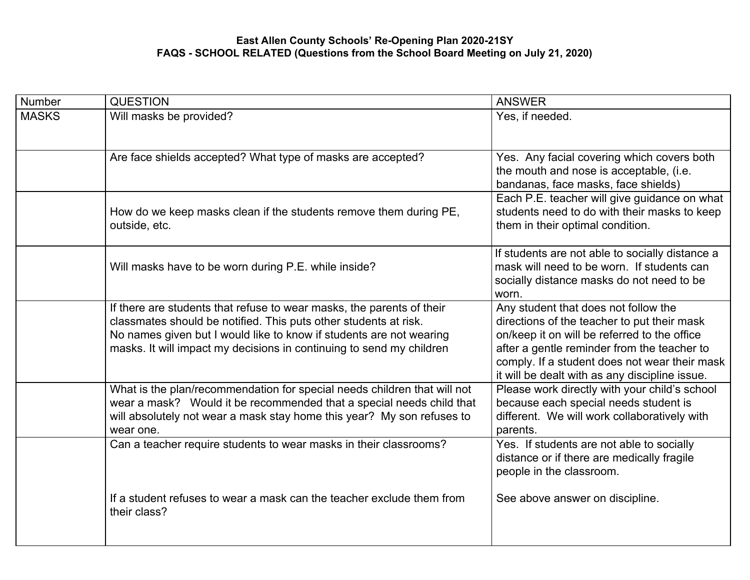**East Allen County Schools' Re-Opening Plan 2020-21SY**
**FAQS - SCHOOL RELATED (Questions from the School Board Meeting on July 21, 2020)**

| Number | QUESTION | ANSWER |
|---|---|---|
| MASKS | Will masks be provided? | Yes, if needed. |
| | Are face shields accepted? What type of masks are accepted? | Yes. Any facial covering which covers both the mouth and nose is acceptable, (i.e. bandanas, face masks, face shields) |
| | How do we keep masks clean if the students remove them during PE, outside, etc. | Each P.E. teacher will give guidance on what students need to do with their masks to keep them in their optimal condition. |
| | Will masks have to be worn during P.E. while inside? | If students are not able to socially distance a mask will need to be worn. If students can socially distance masks do not need to be worn. |
| | If there are students that refuse to wear masks, the parents of their classmates should be notified. This puts other students at risk. No names given but I would like to know if students are not wearing masks. It will impact my decisions in continuing to send my children | Any student that does not follow the directions of the teacher to put their mask on/keep it on will be referred to the office after a gentle reminder from the teacher to comply. If a student does not wear their mask it will be dealt with as any discipline issue. |
| | What is the plan/recommendation for special needs children that will not wear a mask? Would it be recommended that a special needs child that will absolutely not wear a mask stay home this year? My son refuses to wear one. | Please work directly with your child's school because each special needs student is different. We will work collaboratively with parents. |
| | Can a teacher require students to wear masks in their classrooms?<br><br>If a student refuses to wear a mask can the teacher exclude them from their class? | Yes. If students are not able to socially distance or if there are medically fragile people in the classroom.<br><br>See above answer on discipline. |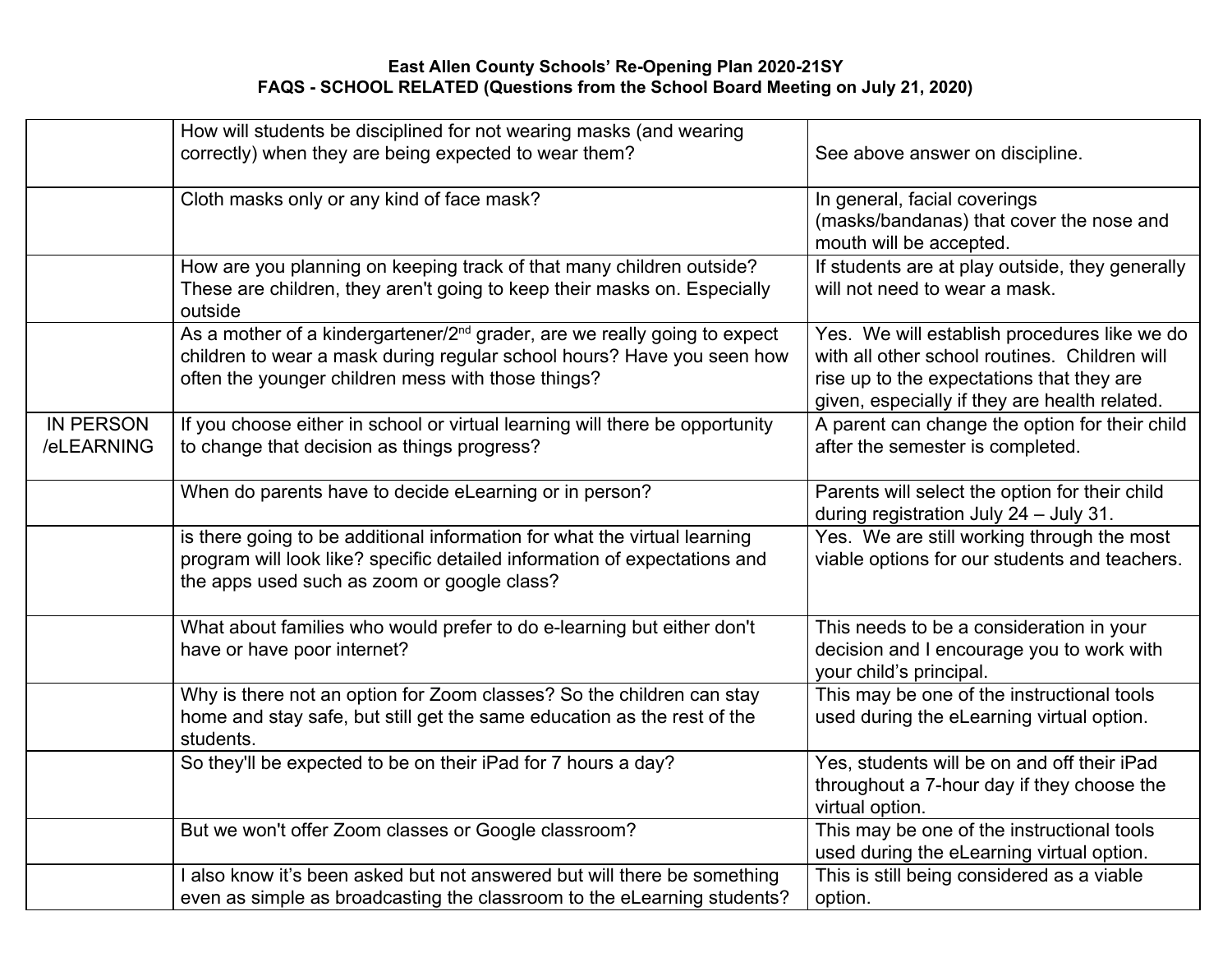**East Allen County Schools' Re-Opening Plan 2020-21SY**
**FAQS - SCHOOL RELATED (Questions from the School Board Meeting on July 21, 2020)**

| | | |
|---|---|---|
| | How will students be disciplined for not wearing masks (and wearing correctly) when they are being expected to wear them? | See above answer on discipline. |
| | Cloth masks only or any kind of face mask? | In general, facial coverings (masks/bandanas) that cover the nose and mouth will be accepted. |
| | How are you planning on keeping track of that many children outside? These are children, they aren't going to keep their masks on. Especially outside | If students are at play outside, they generally will not need to wear a mask. |
| | As a mother of a kindergartener/2nd grader, are we really going to expect children to wear a mask during regular school hours? Have you seen how often the younger children mess with those things? | Yes. We will establish procedures like we do with all other school routines. Children will rise up to the expectations that they are given, especially if they are health related. |
| IN PERSON /eLEARNING | If you choose either in school or virtual learning will there be opportunity to change that decision as things progress? | A parent can change the option for their child after the semester is completed. |
| | When do parents have to decide eLearning or in person? | Parents will select the option for their child during registration July 24 – July 31. |
| | is there going to be additional information for what the virtual learning program will look like? specific detailed information of expectations and the apps used such as zoom or google class? | Yes. We are still working through the most viable options for our students and teachers. |
| | What about families who would prefer to do e-learning but either don't have or have poor internet? | This needs to be a consideration in your decision and I encourage you to work with your child's principal. |
| | Why is there not an option for Zoom classes? So the children can stay home and stay safe, but still get the same education as the rest of the students. | This may be one of the instructional tools used during the eLearning virtual option. |
| | So they'll be expected to be on their iPad for 7 hours a day? | Yes, students will be on and off their iPad throughout a 7-hour day if they choose the virtual option. |
| | But we won't offer Zoom classes or Google classroom? | This may be one of the instructional tools used during the eLearning virtual option. |
| | I also know it's been asked but not answered but will there be something even as simple as broadcasting the classroom to the eLearning students? | This is still being considered as a viable option. |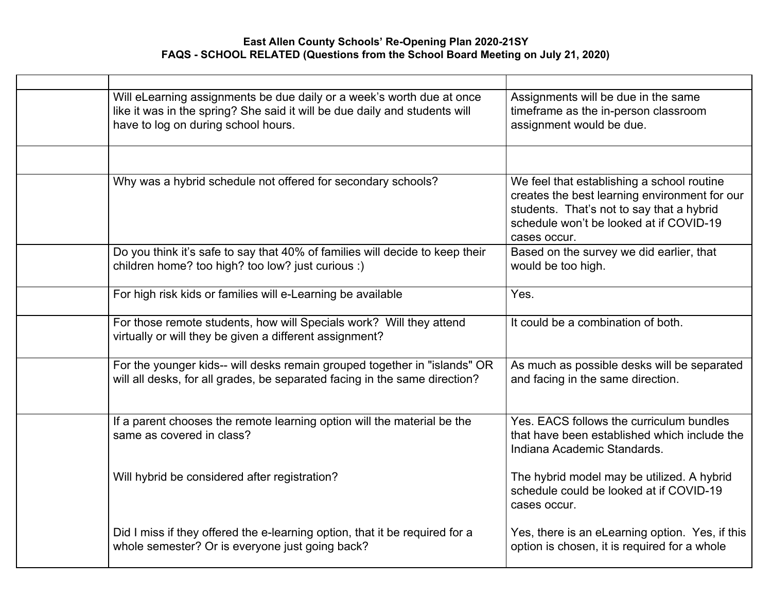**East Allen County Schools' Re-Opening Plan 2020-21SY**
**FAQS - SCHOOL RELATED (Questions from the School Board Meeting on July 21, 2020)**

| | | |
|---|---|---|
| | Will eLearning assignments be due daily or a week's worth due at once like it was in the spring? She said it will be due daily and students will have to log on during school hours. | Assignments will be due in the same timeframe as the in-person classroom assignment would be due. |
| | | |
| | Why was a hybrid schedule not offered for secondary schools? | We feel that establishing a school routine creates the best learning environment for our students. That's not to say that a hybrid schedule won't be looked at if COVID-19 cases occur. |
| | Do you think it's safe to say that 40% of families will decide to keep their children home? too high? too low? just curious :) | Based on the survey we did earlier, that would be too high. |
| | For high risk kids or families will e-Learning be available | Yes. |
| | For those remote students, how will Specials work? Will they attend virtually or will they be given a different assignment? | It could be a combination of both. |
| | For the younger kids-- will desks remain grouped together in "islands" OR will all desks, for all grades, be separated facing in the same direction? | As much as possible desks will be separated and facing in the same direction. |
| | If a parent chooses the remote learning option will the material be the same as covered in class?<br><br>Will hybrid be considered after registration?<br><br>Did I miss if they offered the e-learning option, that it be required for a whole semester? Or is everyone just going back? | Yes. EACS follows the curriculum bundles that have been established which include the Indiana Academic Standards.<br><br>The hybrid model may be utilized. A hybrid schedule could be looked at if COVID-19 cases occur.<br><br>Yes, there is an eLearning option. Yes, if this option is chosen, it is required for a whole |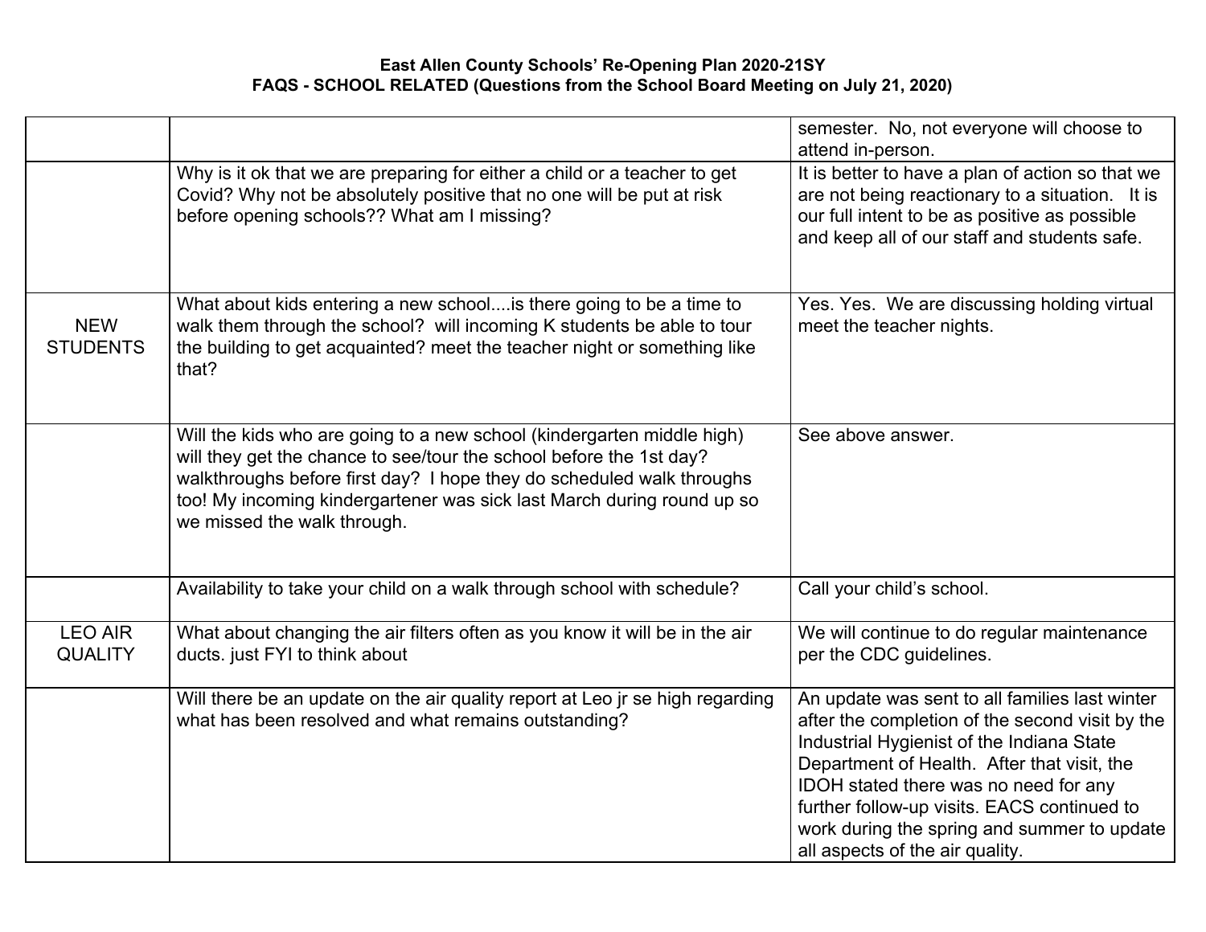**East Allen County Schools' Re-Opening Plan 2020-21SY**
**FAQS - SCHOOL RELATED (Questions from the School Board Meeting on July 21, 2020)**

| | | |
|---|---|---|
| | | semester. No, not everyone will choose to attend in-person. |
| | Why is it ok that we are preparing for either a child or a teacher to get Covid? Why not be absolutely positive that no one will be put at risk before opening schools?? What am I missing? | It is better to have a plan of action so that we are not being reactionary to a situation. It is our full intent to be as positive as possible and keep all of our staff and students safe. |
| NEW STUDENTS | What about kids entering a new school....is there going to be a time to walk them through the school? will incoming K students be able to tour the building to get acquainted? meet the teacher night or something like that? | Yes. Yes. We are discussing holding virtual meet the teacher nights. |
| | Will the kids who are going to a new school (kindergarten middle high) will they get the chance to see/tour the school before the 1st day? walkthroughs before first day? I hope they do scheduled walk throughs too! My incoming kindergartener was sick last March during round up so we missed the walk through. | See above answer. |
| | Availability to take your child on a walk through school with schedule? | Call your child's school. |
| LEO AIR QUALITY | What about changing the air filters often as you know it will be in the air ducts. just FYI to think about | We will continue to do regular maintenance per the CDC guidelines. |
| | Will there be an update on the air quality report at Leo jr se high regarding what has been resolved and what remains outstanding? | An update was sent to all families last winter after the completion of the second visit by the Industrial Hygienist of the Indiana State Department of Health. After that visit, the IDOH stated there was no need for any further follow-up visits. EACS continued to work during the spring and summer to update all aspects of the air quality. |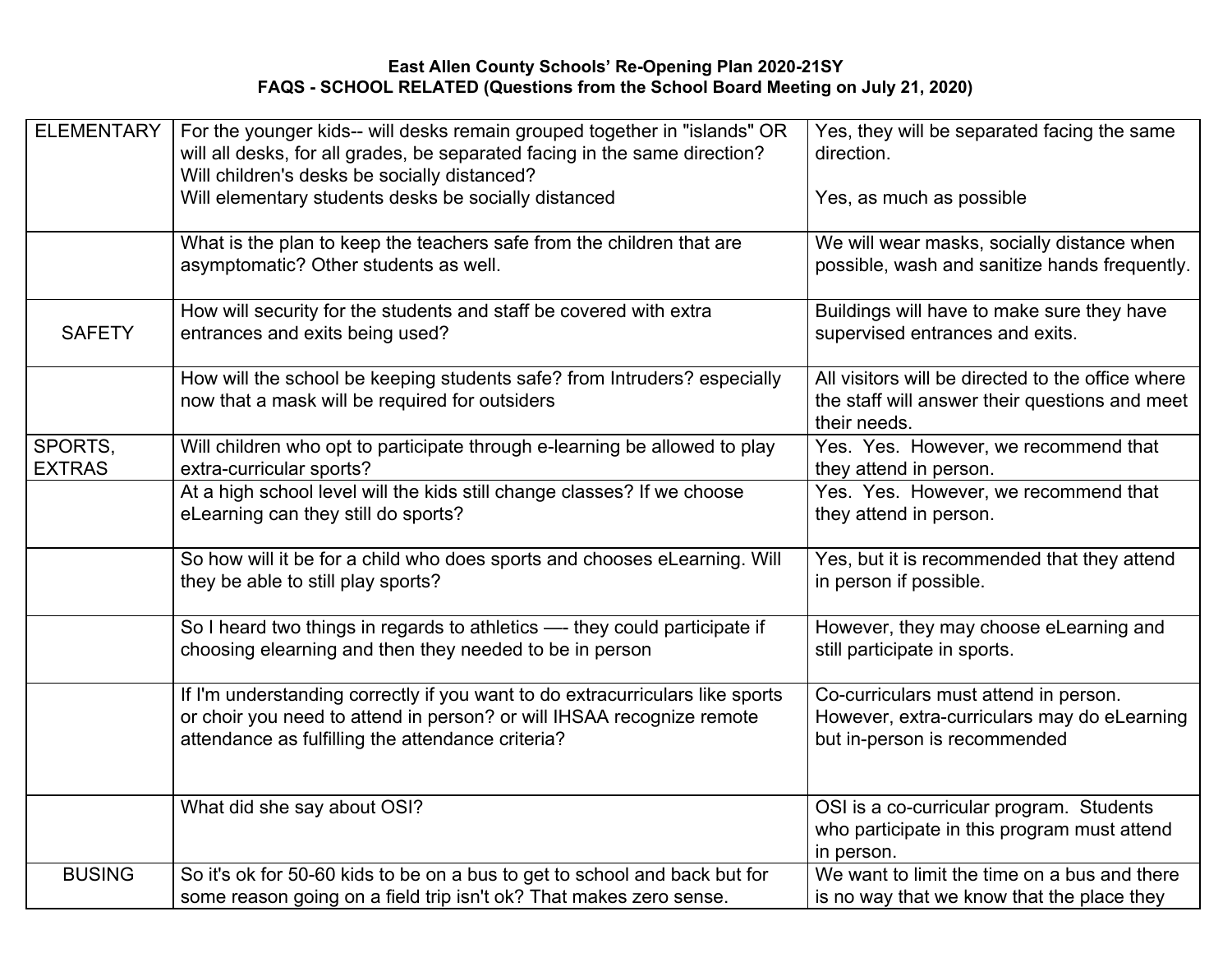**East Allen County Schools' Re-Opening Plan 2020-21SY**
**FAQS - SCHOOL RELATED (Questions from the School Board Meeting on July 21, 2020)**

| | | |
|---|---|---|
| ELEMENTARY | For the younger kids-- will desks remain grouped together in "islands" OR will all desks, for all grades, be separated facing in the same direction?<br>Will children's desks be socially distanced?<br>Will elementary students desks be socially distanced | Yes, they will be separated facing the same direction.<br><br>Yes, as much as possible |
| | What is the plan to keep the teachers safe from the children that are asymptomatic? Other students as well. | We will wear masks, socially distance when possible, wash and sanitize hands frequently. |
| SAFETY | How will security for the students and staff be covered with extra entrances and exits being used? | Buildings will have to make sure they have supervised entrances and exits. |
| | How will the school be keeping students safe? from Intruders? especially now that a mask will be required for outsiders | All visitors will be directed to the office where the staff will answer their questions and meet their needs. |
| SPORTS, EXTRAS | Will children who opt to participate through e-learning be allowed to play extra-curricular sports? | Yes. Yes. However, we recommend that they attend in person. |
| | At a high school level will the kids still change classes? If we choose eLearning can they still do sports? | Yes. Yes. However, we recommend that they attend in person. |
| | So how will it be for a child who does sports and chooses eLearning. Will they be able to still play sports? | Yes, but it is recommended that they attend in person if possible. |
| | So I heard two things in regards to athletics —- they could participate if choosing elearning and then they needed to be in person | However, they may choose eLearning and still participate in sports. |
| | If I'm understanding correctly if you want to do extracurriculars like sports or choir you need to attend in person? or will IHSAA recognize remote attendance as fulfilling the attendance criteria? | Co-curriculars must attend in person. However, extra-curriculars may do eLearning but in-person is recommended |
| | What did she say about OSI? | OSI is a co-curricular program. Students who participate in this program must attend in person. |
| BUSING | So it's ok for 50-60 kids to be on a bus to get to school and back but for some reason going on a field trip isn't ok? That makes zero sense. | We want to limit the time on a bus and there is no way that we know that the place they |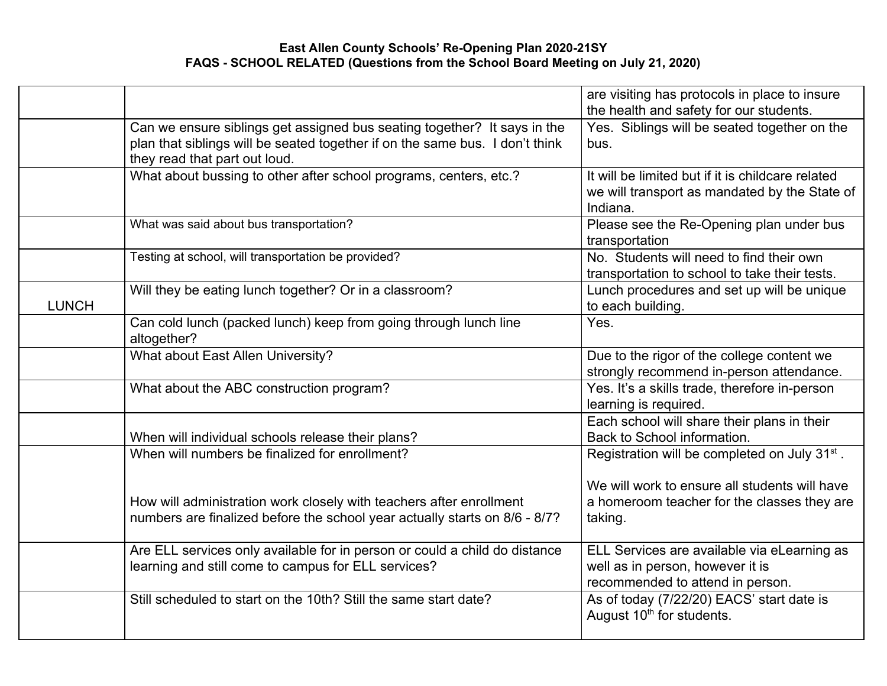**East Allen County Schools' Re-Opening Plan 2020-21SY**
**FAQS - SCHOOL RELATED (Questions from the School Board Meeting on July 21, 2020)**

| | | |
|---|---|---|
| | | are visiting has protocols in place to insure the health and safety for our students. |
| | Can we ensure siblings get assigned bus seating together? It says in the plan that siblings will be seated together if on the same bus. I don't think they read that part out loud. | Yes. Siblings will be seated together on the bus. |
| | What about bussing to other after school programs, centers, etc.? | It will be limited but if it is childcare related we will transport as mandated by the State of Indiana. |
| | What was said about bus transportation? | Please see the Re-Opening plan under bus transportation |
| | Testing at school, will transportation be provided? | No. Students will need to find their own transportation to school to take their tests. |
| LUNCH | Will they be eating lunch together? Or in a classroom? | Lunch procedures and set up will be unique to each building. |
| | Can cold lunch (packed lunch) keep from going through lunch line altogether? | Yes. |
| | What about East Allen University? | Due to the rigor of the college content we strongly recommend in-person attendance. |
| | What about the ABC construction program? | Yes. It's a skills trade, therefore in-person learning is required. |
| | When will individual schools release their plans? | Each school will share their plans in their Back to School information. |
| | When will numbers be finalized for enrollment?<br><br>How will administration work closely with teachers after enrollment numbers are finalized before the school year actually starts on 8/6 - 8/7? | Registration will be completed on July 31st .<br><br>We will work to ensure all students will have a homeroom teacher for the classes they are taking. |
| | Are ELL services only available for in person or could a child do distance learning and still come to campus for ELL services? | ELL Services are available via eLearning as well as in person, however it is recommended to attend in person. |
| | Still scheduled to start on the 10th? Still the same start date? | As of today (7/22/20) EACS' start date is August 10th for students. |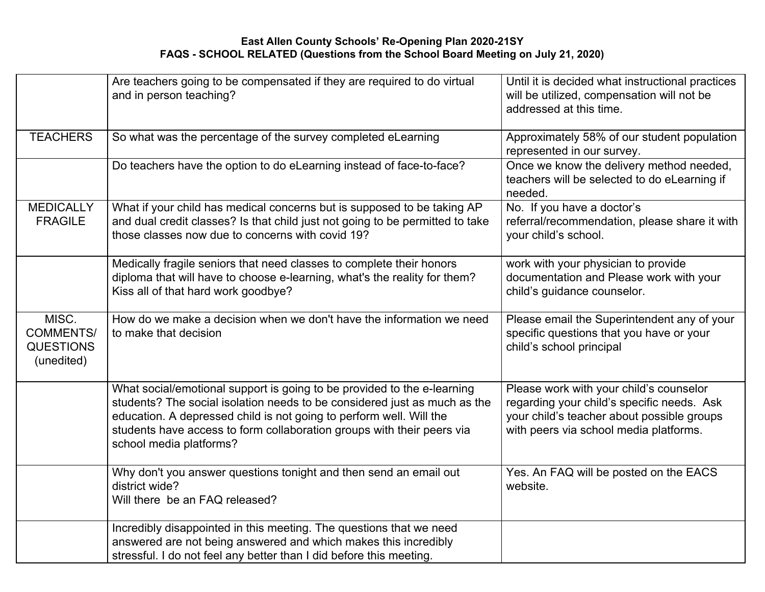**East Allen County Schools' Re-Opening Plan 2020-21SY**
**FAQS - SCHOOL RELATED (Questions from the School Board Meeting on July 21, 2020)**

| | | |
|---|---|---|
| | Are teachers going to be compensated if they are required to do virtual and in person teaching? | Until it is decided what instructional practices will be utilized, compensation will not be addressed at this time. |
| TEACHERS | So what was the percentage of the survey completed eLearning | Approximately 58% of our student population represented in our survey. |
| | Do teachers have the option to do eLearning instead of face-to-face? | Once we know the delivery method needed, teachers will be selected to do eLearning if needed. |
| MEDICALLY FRAGILE | What if your child has medical concerns but is supposed to be taking AP and dual credit classes? Is that child just not going to be permitted to take those classes now due to concerns with covid 19? | No. If you have a doctor's referral/recommendation, please share it with your child's school. |
| | Medically fragile seniors that need classes to complete their honors diploma that will have to choose e-learning, what's the reality for them? Kiss all of that hard work goodbye? | work with your physician to provide documentation and Please work with your child's guidance counselor. |
| MISC. COMMENTS/ QUESTIONS (unedited) | How do we make a decision when we don't have the information we need to make that decision | Please email the Superintendent any of your specific questions that you have or your child's school principal |
| | What social/emotional support is going to be provided to the e-learning students? The social isolation needs to be considered just as much as the education. A depressed child is not going to perform well. Will the students have access to form collaboration groups with their peers via school media platforms? | Please work with your child's counselor regarding your child's specific needs. Ask your child's teacher about possible groups with peers via school media platforms. |
| | Why don't you answer questions tonight and then send an email out district wide? Will there be an FAQ released? | Yes. An FAQ will be posted on the EACS website. |
| | Incredibly disappointed in this meeting. The questions that we need answered are not being answered and which makes this incredibly stressful. I do not feel any better than I did before this meeting. | |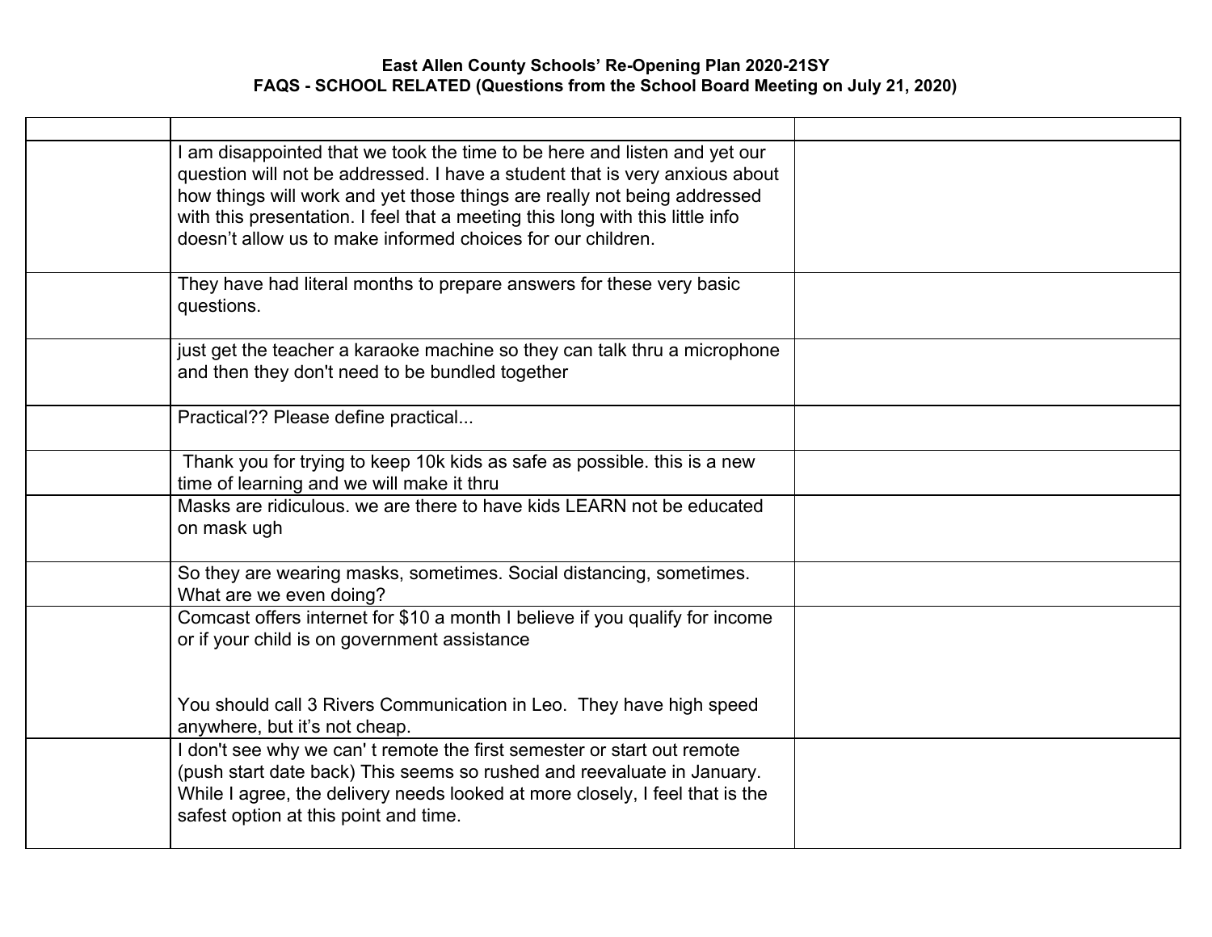**East Allen County Schools' Re-Opening Plan 2020-21SY**
**FAQS - SCHOOL RELATED (Questions from the School Board Meeting on July 21, 2020)**

| | | |
|---|---|---|
| | I am disappointed that we took the time to be here and listen and yet our question will not be addressed. I have a student that is very anxious about how things will work and yet those things are really not being addressed with this presentation. I feel that a meeting this long with this little info doesn't allow us to make informed choices for our children. | |
| | They have had literal months to prepare answers for these very basic questions. | |
| | just get the teacher a karaoke machine so they can talk thru a microphone and then they don't need to be bundled together | |
| | Practical?? Please define practical... | |
| | Thank you for trying to keep 10k kids as safe as possible. this is a new time of learning and we will make it thru | |
| | Masks are ridiculous. we are there to have kids LEARN not be educated on mask ugh | |
| | So they are wearing masks, sometimes. Social distancing, sometimes. What are we even doing? | |
| | Comcast offers internet for $10 a month I believe if you qualify for income or if your child is on government assistance<br><br>You should call 3 Rivers Communication in Leo. They have high speed anywhere, but it's not cheap. | |
| | I don't see why we can' t remote the first semester or start out remote (push start date back) This seems so rushed and reevaluate in January. While I agree, the delivery needs looked at more closely, I feel that is the safest option at this point and time. | |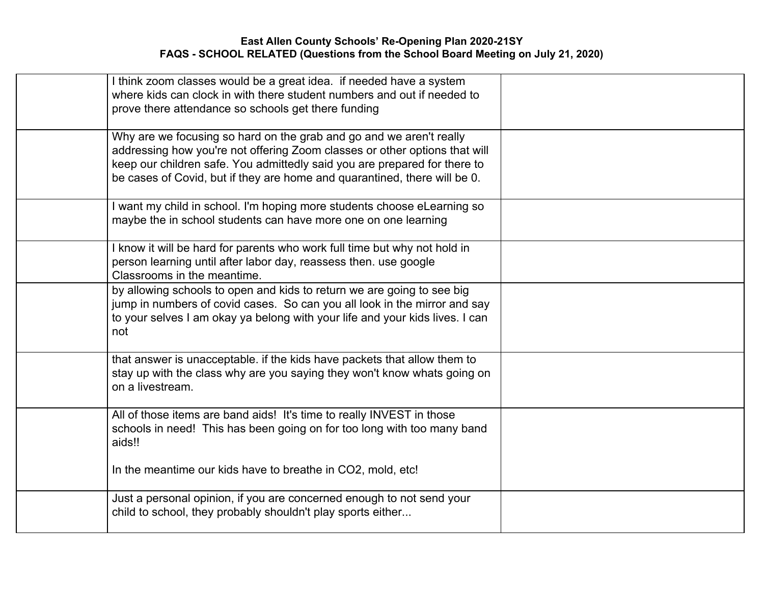**East Allen County Schools' Re-Opening Plan 2020-21SY**
**FAQS - SCHOOL RELATED (Questions from the School Board Meeting on July 21, 2020)**

| | | |
|---|---|---|
| | I think zoom classes would be a great idea. if needed have a system where kids can clock in with there student numbers and out if needed to prove there attendance so schools get there funding | |
| | Why are we focusing so hard on the grab and go and we aren't really addressing how you're not offering Zoom classes or other options that will keep our children safe. You admittedly said you are prepared for there to be cases of Covid, but if they are home and quarantined, there will be 0. | |
| | I want my child in school. I'm hoping more students choose eLearning so maybe the in school students can have more one on one learning | |
| | I know it will be hard for parents who work full time but why not hold in person learning until after labor day, reassess then. use google Classrooms in the meantime. | |
| | by allowing schools to open and kids to return we are going to see big jump in numbers of covid cases. So can you all look in the mirror and say to your selves I am okay ya belong with your life and your kids lives. I can not | |
| | that answer is unacceptable. if the kids have packets that allow them to stay up with the class why are you saying they won't know whats going on on a livestream. | |
| | All of those items are band aids! It's time to really INVEST in those schools in need! This has been going on for too long with too many band aids!!<br><br>In the meantime our kids have to breathe in CO2, mold, etc! | |
| | Just a personal opinion, if you are concerned enough to not send your child to school, they probably shouldn't play sports either... | |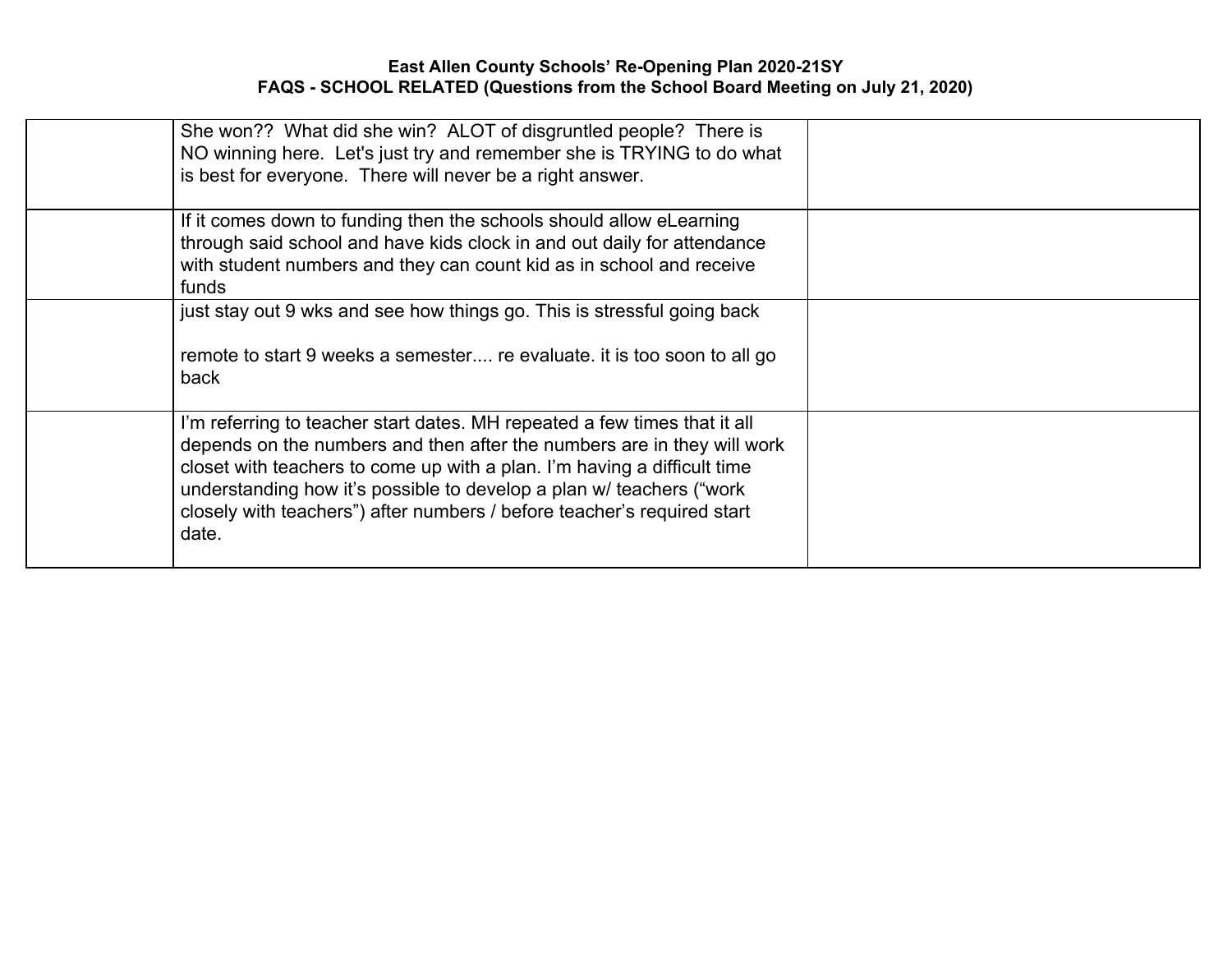**East Allen County Schools' Re-Opening Plan 2020-21SY**
**FAQS - SCHOOL RELATED (Questions from the School Board Meeting on July 21, 2020)**

| | | |
|---|---|---|
| | She won?? What did she win? ALOT of disgruntled people? There is NO winning here. Let's just try and remember she is TRYING to do what is best for everyone. There will never be a right answer. | |
| | If it comes down to funding then the schools should allow eLearning through said school and have kids clock in and out daily for attendance with student numbers and they can count kid as in school and receive funds | |
| | just stay out 9 wks and see how things go. This is stressful going back<br><br>remote to start 9 weeks a semester.... re evaluate. it is too soon to all go back | |
| | I'm referring to teacher start dates. MH repeated a few times that it all depends on the numbers and then after the numbers are in they will work closet with teachers to come up with a plan. I'm having a difficult time understanding how it's possible to develop a plan w/ teachers ("work closely with teachers") after numbers / before teacher's required start date. | |